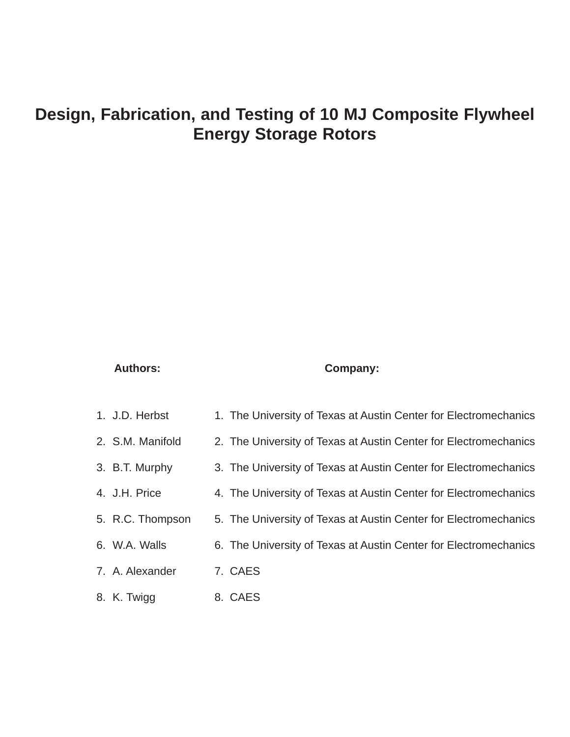# Design, Fabrication, and Testing of 10 MJ Composite Flywheel Energy Storage Rotors

| Authors: | Company: |
| --- | --- |
| 1. J.D. Herbst | 1. The University of Texas at Austin Center for Electromechanics |
| 2. S.M. Manifold | 2. The University of Texas at Austin Center for Electromechanics |
| 3. B.T. Murphy | 3. The University of Texas at Austin Center for Electromechanics |
| 4. J.H. Price | 4. The University of Texas at Austin Center for Electromechanics |
| 5. R.C. Thompson | 5. The University of Texas at Austin Center for Electromechanics |
| 6. W.A. Walls | 6. The University of Texas at Austin Center for Electromechanics |
| 7. A. Alexander | 7. CAES |
| 8. K. Twigg | 8. CAES |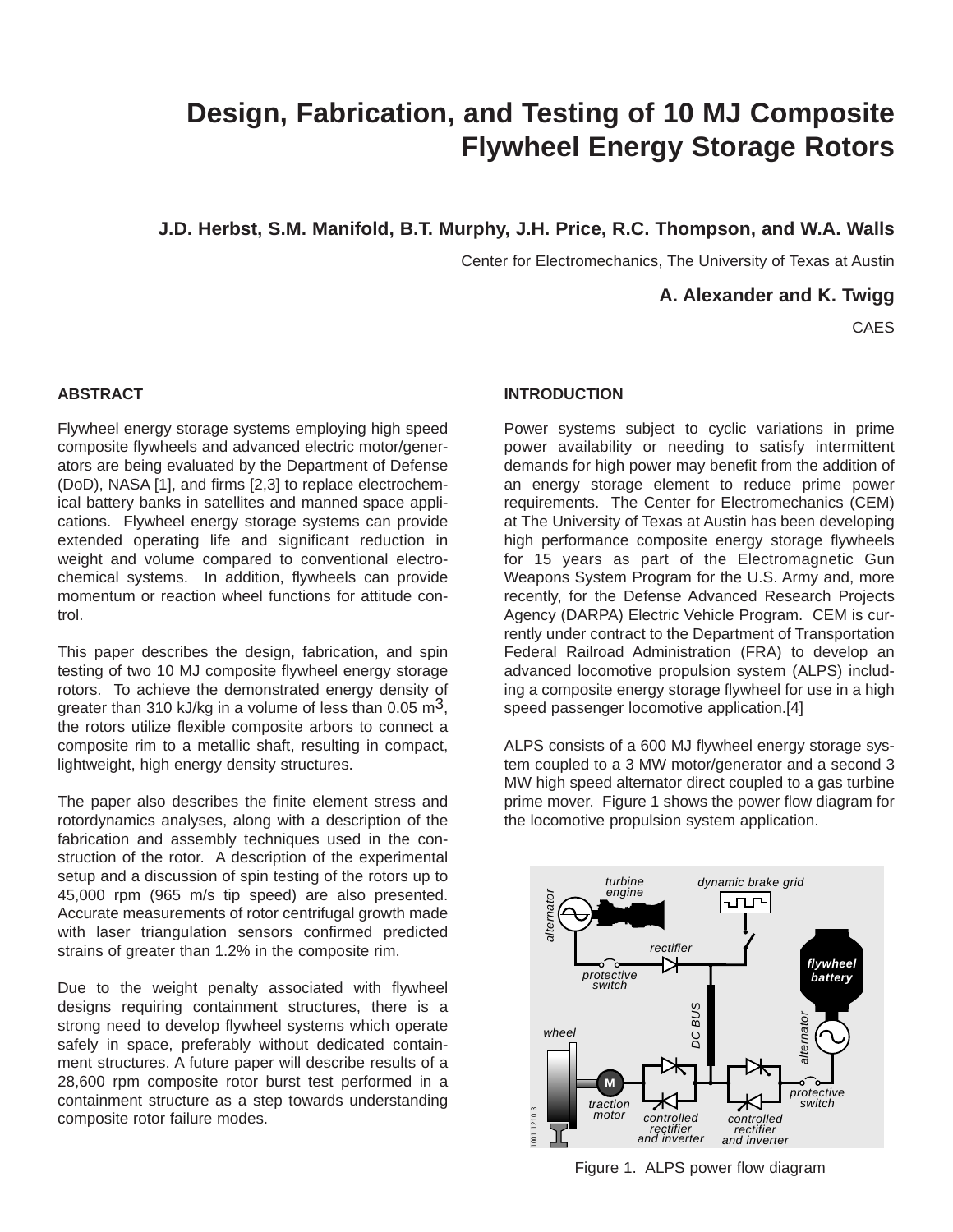# Design, Fabrication, and Testing of 10 MJ Composite Flywheel Energy Storage Rotors

**J.D. Herbst, S.M. Manifold, B.T. Murphy, J.H. Price, R.C. Thompson, and W.A. Walls**

Center for Electromechanics, The University of Texas at Austin

**A. Alexander and K. Twigg**

CAES

## ABSTRACT

Flywheel energy storage systems employing high speed composite flywheels and advanced electric motor/generators are being evaluated by the Department of Defense (DoD), NASA [1], and firms [2,3] to replace electrochemical battery banks in satellites and manned space applications. Flywheel energy storage systems can provide extended operating life and significant reduction in weight and volume compared to conventional electrochemical systems. In addition, flywheels can provide momentum or reaction wheel functions for attitude control.

This paper describes the design, fabrication, and spin testing of two 10 MJ composite flywheel energy storage rotors. To achieve the demonstrated energy density of greater than 310 kJ/kg in a volume of less than 0.05 $m^3$, the rotors utilize flexible composite arbors to connect a composite rim to a metallic shaft, resulting in compact, lightweight, high energy density structures.

The paper also describes the finite element stress and rotordynamics analyses, along with a description of the fabrication and assembly techniques used in the construction of the rotor. A description of the experimental setup and a discussion of spin testing of the rotors up to 45,000 rpm (965 m/s tip speed) are also presented. Accurate measurements of rotor centrifugal growth made with laser triangulation sensors confirmed predicted strains of greater than 1.2% in the composite rim.

Due to the weight penalty associated with flywheel designs requiring containment structures, there is a strong need to develop flywheel systems which operate safely in space, preferably without dedicated containment structures. A future paper will describe results of a 28,600 rpm composite rotor burst test performed in a containment structure as a step towards understanding composite rotor failure modes.

## INTRODUCTION

Power systems subject to cyclic variations in prime power availability or needing to satisfy intermittent demands for high power may benefit from the addition of an energy storage element to reduce prime power requirements. The Center for Electromechanics (CEM) at The University of Texas at Austin has been developing high performance composite energy storage flywheels for 15 years as part of the Electromagnetic Gun Weapons System Program for the U.S. Army and, more recently, for the Defense Advanced Research Projects Agency (DARPA) Electric Vehicle Program. CEM is currently under contract to the Department of Transportation Federal Railroad Administration (FRA) to develop an advanced locomotive propulsion system (ALPS) including a composite energy storage flywheel for use in a high speed passenger locomotive application.[4]

ALPS consists of a 600 MJ flywheel energy storage system coupled to a 3 MW motor/generator and a second 3 MW high speed alternator direct coupled to a gas turbine prime mover. Figure 1 shows the power flow diagram for the locomotive propulsion system application.

Figure 1. ALPS power flow diagram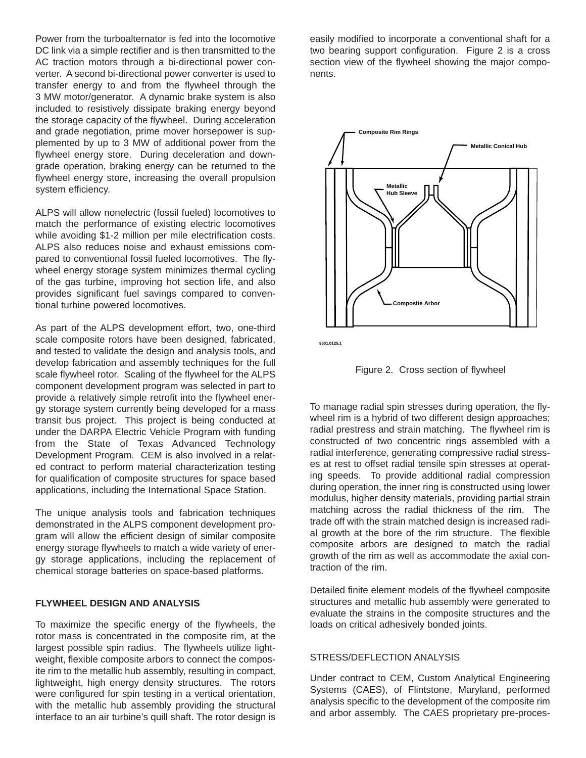Power from the turboalternator is fed into the locomotive DC link via a simple rectifier and is then transmitted to the AC traction motors through a bi-directional power converter. A second bi-directional power converter is used to transfer energy to and from the flywheel through the 3 MW motor/generator. A dynamic brake system is also included to resistively dissipate braking energy beyond the storage capacity of the flywheel. During acceleration and grade negotiation, prime mover horsepower is supplemented by up to 3 MW of additional power from the flywheel energy store. During deceleration and downgrade operation, braking energy can be returned to the flywheel energy store, increasing the overall propulsion system efficiency.

ALPS will allow nonelectric (fossil fueled) locomotives to match the performance of existing electric locomotives while avoiding $1-2 million per mile electrification costs. ALPS also reduces noise and exhaust emissions compared to conventional fossil fueled locomotives. The flywheel energy storage system minimizes thermal cycling of the gas turbine, improving hot section life, and also provides significant fuel savings compared to conventional turbine powered locomotives.

As part of the ALPS development effort, two, one-third scale composite rotors have been designed, fabricated, and tested to validate the design and analysis tools, and develop fabrication and assembly techniques for the full scale flywheel rotor. Scaling of the flywheel for the ALPS component development program was selected in part to provide a relatively simple retrofit into the flywheel energy storage system currently being developed for a mass transit bus project. This project is being conducted at under the DARPA Electric Vehicle Program with funding from the State of Texas Advanced Technology Development Program. CEM is also involved in a related contract to perform material characterization testing for qualification of composite structures for space based applications, including the International Space Station.

The unique analysis tools and fabrication techniques demonstrated in the ALPS component development program will allow the efficient design of similar composite energy storage flywheels to match a wide variety of energy storage applications, including the replacement of chemical storage batteries on space-based platforms.

## FLYWHEEL DESIGN AND ANALYSIS

To maximize the specific energy of the flywheels, the rotor mass is concentrated in the composite rim, at the largest possible spin radius. The flywheels utilize lightweight, flexible composite arbors to connect the composite rim to the metallic hub assembly, resulting in compact, lightweight, high energy density structures. The rotors were configured for spin testing in a vertical orientation, with the metallic hub assembly providing the structural interface to an air turbine's quill shaft. The rotor design is easily modified to incorporate a conventional shaft for a two bearing support configuration. Figure 2 is a cross section view of the flywheel showing the major components.

Composite Rim Rings

Metallic Conical Hub

Metallic Hub Sleeve

Composite Arbor

9501.0125.1

Figure 2. Cross section of flywheel

To manage radial spin stresses during operation, the flywheel rim is a hybrid of two different design approaches; radial prestress and strain matching. The flywheel rim is constructed of two concentric rings assembled with a radial interference, generating compressive radial stresses at rest to offset radial tensile spin stresses at operating speeds. To provide additional radial compression during operation, the inner ring is constructed using lower modulus, higher density materials, providing partial strain matching across the radial thickness of the rim. The trade off with the strain matched design is increased radial growth at the bore of the rim structure. The flexible composite arbors are designed to match the radial growth of the rim as well as accommodate the axial contraction of the rim.

Detailed finite element models of the flywheel composite structures and metallic hub assembly were generated to evaluate the strains in the composite structures and the loads on critical adhesively bonded joints.

### STRESS/DEFLECTION ANALYSIS

Under contract to CEM, Custom Analytical Engineering Systems (CAES), of Flintstone, Maryland, performed analysis specific to the development of the composite rim and arbor assembly. The CAES proprietary pre-proces-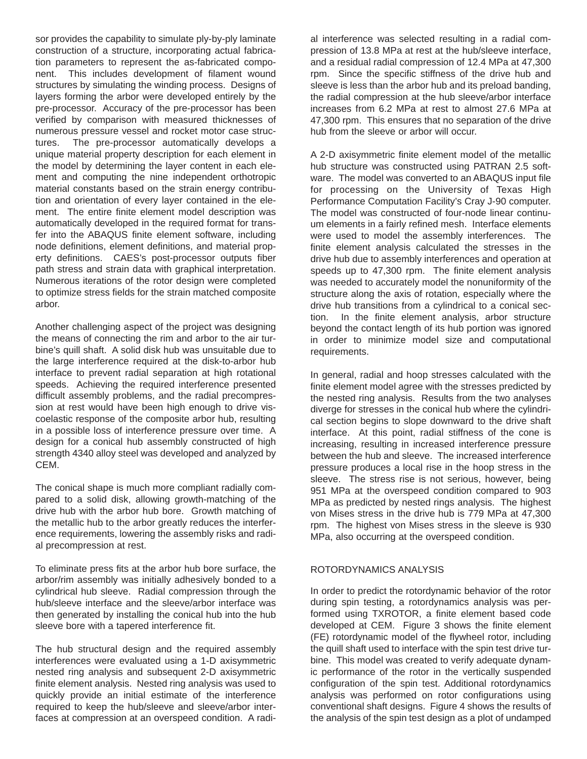sor provides the capability to simulate ply-by-ply laminate construction of a structure, incorporating actual fabrication parameters to represent the as-fabricated component. This includes development of filament wound structures by simulating the winding process. Designs of layers forming the arbor were developed entirely by the pre-processor. Accuracy of the pre-processor has been verified by comparison with measured thicknesses of numerous pressure vessel and rocket motor case structures. The pre-processor automatically develops a unique material property description for each element in the model by determining the layer content in each element and computing the nine independent orthotropic material constants based on the strain energy contribution and orientation of every layer contained in the element. The entire finite element model description was automatically developed in the required format for transfer into the ABAQUS finite element software, including node definitions, element definitions, and material property definitions. CAES's post-processor outputs fiber path stress and strain data with graphical interpretation. Numerous iterations of the rotor design were completed to optimize stress fields for the strain matched composite arbor.

Another challenging aspect of the project was designing the means of connecting the rim and arbor to the air turbine's quill shaft. A solid disk hub was unsuitable due to the large interference required at the disk-to-arbor hub interface to prevent radial separation at high rotational speeds. Achieving the required interference presented difficult assembly problems, and the radial precompression at rest would have been high enough to drive viscoelastic response of the composite arbor hub, resulting in a possible loss of interference pressure over time. A design for a conical hub assembly constructed of high strength 4340 alloy steel was developed and analyzed by CEM.

The conical shape is much more compliant radially compared to a solid disk, allowing growth-matching of the drive hub with the arbor hub bore. Growth matching of the metallic hub to the arbor greatly reduces the interference requirements, lowering the assembly risks and radial precompression at rest.

To eliminate press fits at the arbor hub bore surface, the arbor/rim assembly was initially adhesively bonded to a cylindrical hub sleeve. Radial compression through the hub/sleeve interface and the sleeve/arbor interface was then generated by installing the conical hub into the hub sleeve bore with a tapered interference fit.

The hub structural design and the required assembly interferences were evaluated using a 1-D axisymmetric nested ring analysis and subsequent 2-D axisymmetric finite element analysis. Nested ring analysis was used to quickly provide an initial estimate of the interference required to keep the hub/sleeve and sleeve/arbor interfaces at compression at an overspeed condition. A radial interference was selected resulting in a radial compression of 13.8 MPa at rest at the hub/sleeve interface, and a residual radial compression of 12.4 MPa at 47,300 rpm. Since the specific stiffness of the drive hub and sleeve is less than the arbor hub and its preload banding, the radial compression at the hub sleeve/arbor interface increases from 6.2 MPa at rest to almost 27.6 MPa at 47,300 rpm. This ensures that no separation of the drive hub from the sleeve or arbor will occur.

A 2-D axisymmetric finite element model of the metallic hub structure was constructed using PATRAN 2.5 software. The model was converted to an ABAQUS input file for processing on the University of Texas High Performance Computation Facility's Cray J-90 computer. The model was constructed of four-node linear continuum elements in a fairly refined mesh. Interface elements were used to model the assembly interferences. The finite element analysis calculated the stresses in the drive hub due to assembly interferences and operation at speeds up to 47,300 rpm. The finite element analysis was needed to accurately model the nonuniformity of the structure along the axis of rotation, especially where the drive hub transitions from a cylindrical to a conical section. In the finite element analysis, arbor structure beyond the contact length of its hub portion was ignored in order to minimize model size and computational requirements.

In general, radial and hoop stresses calculated with the finite element model agree with the stresses predicted by the nested ring analysis. Results from the two analyses diverge for stresses in the conical hub where the cylindrical section begins to slope downward to the drive shaft interface. At this point, radial stiffness of the cone is increasing, resulting in increased interference pressure between the hub and sleeve. The increased interference pressure produces a local rise in the hoop stress in the sleeve. The stress rise is not serious, however, being 951 MPa at the overspeed condition compared to 903 MPa as predicted by nested rings analysis. The highest von Mises stress in the drive hub is 779 MPa at 47,300 rpm. The highest von Mises stress in the sleeve is 930 MPa, also occurring at the overspeed condition.

## ROTORDYNAMICS ANALYSIS

In order to predict the rotordynamic behavior of the rotor during spin testing, a rotordynamics analysis was performed using TXROTOR, a finite element based code developed at CEM. Figure 3 shows the finite element (FE) rotordynamic model of the flywheel rotor, including the quill shaft used to interface with the spin test drive turbine. This model was created to verify adequate dynamic performance of the rotor in the vertically suspended configuration of the spin test. Additional rotordynamics analysis was performed on rotor configurations using conventional shaft designs. Figure 4 shows the results of the analysis of the spin test design as a plot of undamped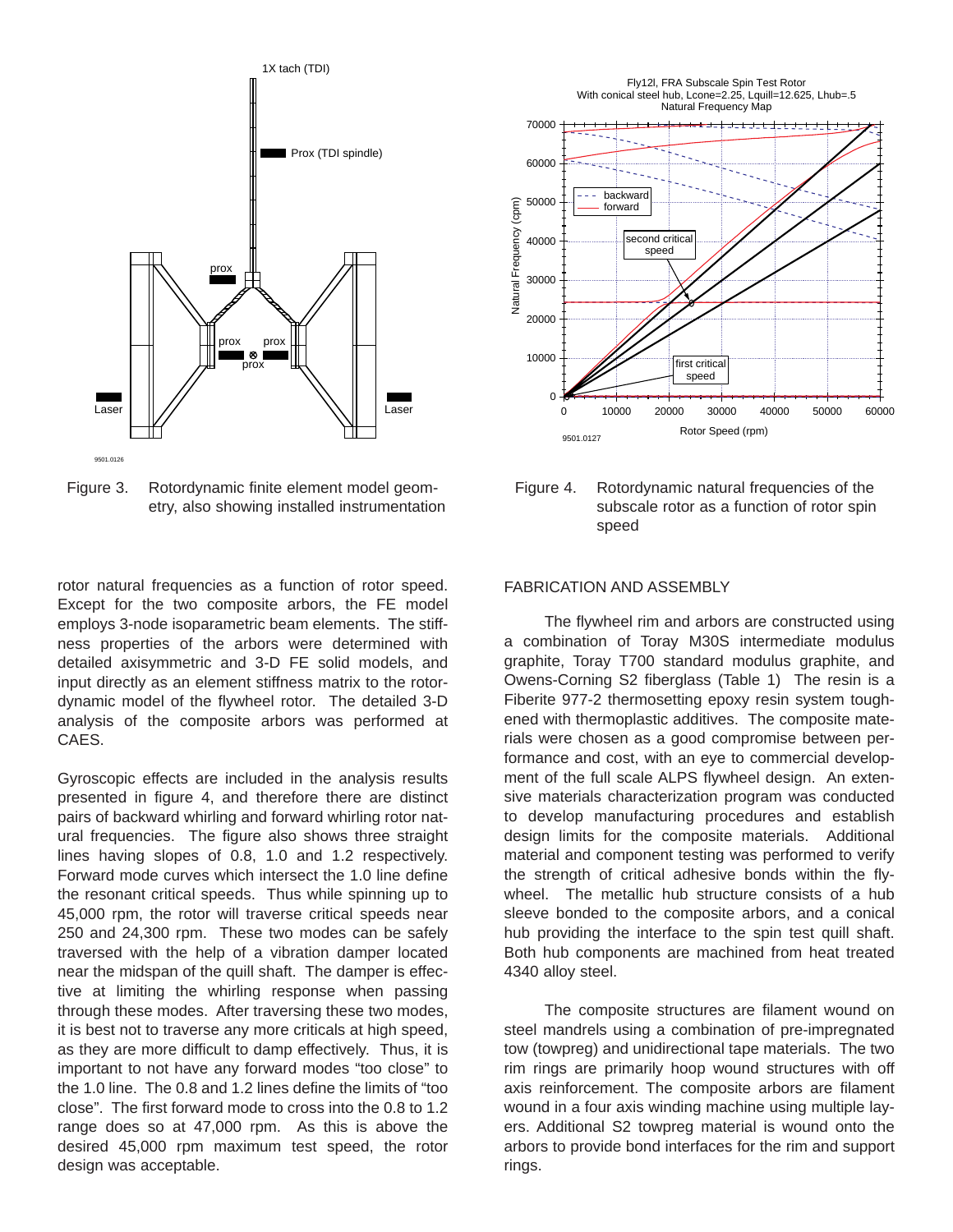Figure 3. Rotordynamic finite element model geometry, also showing installed instrumentation

Figure 4. Rotordynamic natural frequencies of the subscale rotor as a function of rotor spin speed

rotor natural frequencies as a function of rotor speed. Except for the two composite arbors, the FE model employs 3-node isoparametric beam elements. The stiffness properties of the arbors were determined with detailed axisymmetric and 3-D FE solid models, and input directly as an element stiffness matrix to the rotordynamic model of the flywheel rotor. The detailed 3-D analysis of the composite arbors was performed at CAES.

Gyroscopic effects are included in the analysis results presented in figure 4, and therefore there are distinct pairs of backward whirling and forward whirling rotor natural frequencies. The figure also shows three straight lines having slopes of 0.8, 1.0 and 1.2 respectively. Forward mode curves which intersect the 1.0 line define the resonant critical speeds. Thus while spinning up to 45,000 rpm, the rotor will traverse critical speeds near 250 and 24,300 rpm. These two modes can be safely traversed with the help of a vibration damper located near the midspan of the quill shaft. The damper is effective at limiting the whirling response when passing through these modes. After traversing these two modes, it is best not to traverse any more criticals at high speed, as they are more difficult to damp effectively. Thus, it is important to not have any forward modes “too close” to the 1.0 line. The 0.8 and 1.2 lines define the limits of “too close”. The first forward mode to cross into the 0.8 to 1.2 range does so at 47,000 rpm. As this is above the desired 45,000 rpm maximum test speed, the rotor design was acceptable.

## FABRICATION AND ASSEMBLY

The flywheel rim and arbors are constructed using a combination of Toray M30S intermediate modulus graphite, Toray T700 standard modulus graphite, and Owens-Corning S2 fiberglass (Table 1) The resin is a Fiberite 977-2 thermosetting epoxy resin system toughened with thermoplastic additives. The composite materials were chosen as a good compromise between performance and cost, with an eye to commercial development of the full scale ALPS flywheel design. An extensive materials characterization program was conducted to develop manufacturing procedures and establish design limits for the composite materials. Additional material and component testing was performed to verify the strength of critical adhesive bonds within the flywheel. The metallic hub structure consists of a hub sleeve bonded to the composite arbors, and a conical hub providing the interface to the spin test quill shaft. Both hub components are machined from heat treated 4340 alloy steel.

The composite structures are filament wound on steel mandrels using a combination of pre-impregnated tow (towpreg) and unidirectional tape materials. The two rim rings are primarily hoop wound structures with off axis reinforcement. The composite arbors are filament wound in a four axis winding machine using multiple layers. Additional S2 towpreg material is wound onto the arbors to provide bond interfaces for the rim and support rings.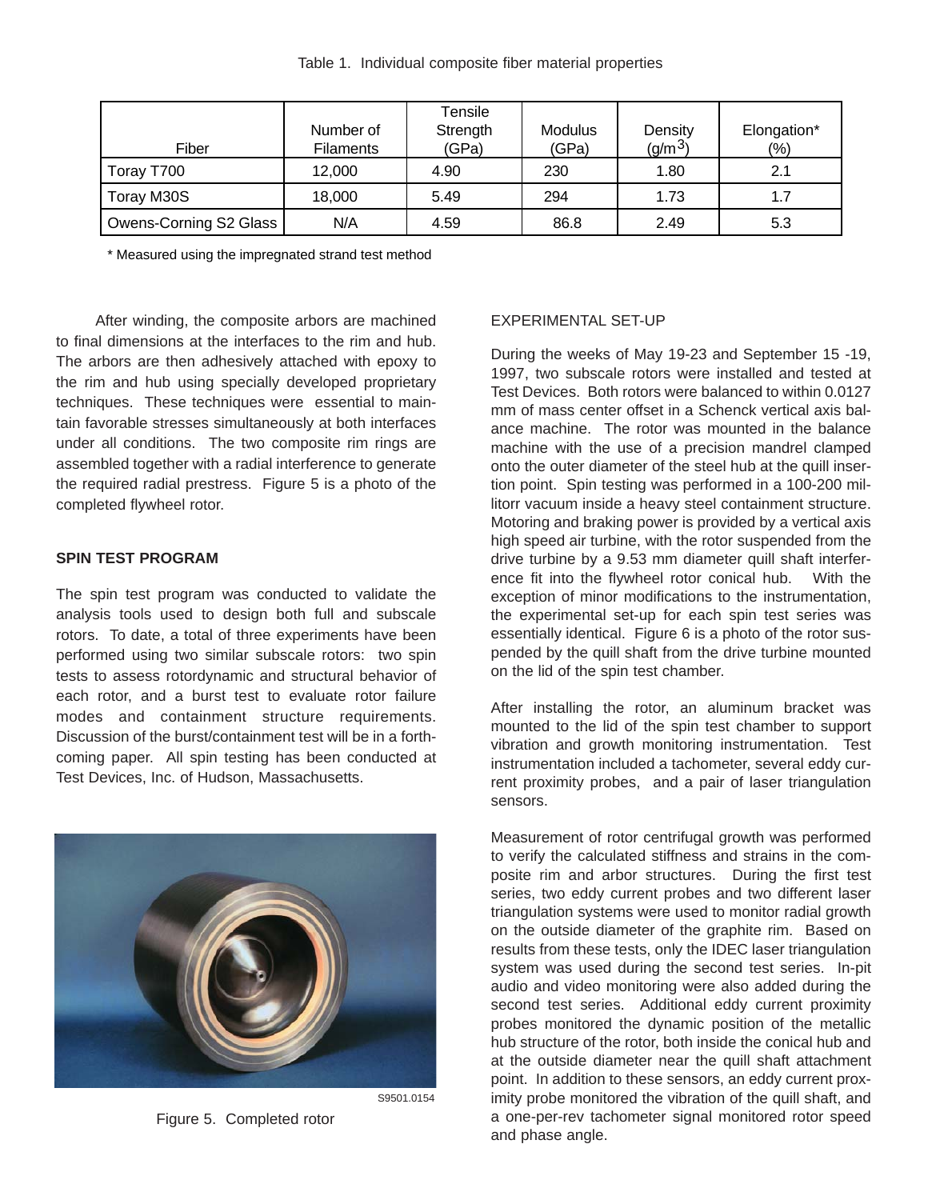Table 1. Individual composite fiber material properties

| Fiber | Number of Filaments | Tensile Strength (GPa) | Modulus (GPa) | Density ($g/m^3$) | Elongation* (%) |
|---|---|---|---|---|---|
| Toray T700 | 12,000 | 4.90 | 230 | 1.80 | 2.1 |
| Toray M30S | 18,000 | 5.49 | 294 | 1.73 | 1.7 |
| Owens-Corning S2 Glass | N/A | 4.59 | 86.8 | 2.49 | 5.3 |

\* Measured using the impregnated strand test method

After winding, the composite arbors are machined to final dimensions at the interfaces to the rim and hub. The arbors are then adhesively attached with epoxy to the rim and hub using specially developed proprietary techniques. These techniques were essential to maintain favorable stresses simultaneously at both interfaces under all conditions. The two composite rim rings are assembled together with a radial interference to generate the required radial prestress. Figure 5 is a photo of the completed flywheel rotor.

## SPIN TEST PROGRAM

The spin test program was conducted to validate the analysis tools used to design both full and subscale rotors. To date, a total of three experiments have been performed using two similar subscale rotors: two spin tests to assess rotordynamic and structural behavior of each rotor, and a burst test to evaluate rotor failure modes and containment structure requirements. Discussion of the burst/containment test will be in a forthcoming paper. All spin testing has been conducted at Test Devices, Inc. of Hudson, Massachusetts.

S9501.0154

Figure 5. Completed rotor

EXPERIMENTAL SET-UP

During the weeks of May 19-23 and September 15 -19, 1997, two subscale rotors were installed and tested at Test Devices. Both rotors were balanced to within 0.0127 mm of mass center offset in a Schenck vertical axis balance machine. The rotor was mounted in the balance machine with the use of a precision mandrel clamped onto the outer diameter of the steel hub at the quill insertion point. Spin testing was performed in a 100-200 millitorr vacuum inside a heavy steel containment structure. Motoring and braking power is provided by a vertical axis high speed air turbine, with the rotor suspended from the drive turbine by a 9.53 mm diameter quill shaft interference fit into the flywheel rotor conical hub. With the exception of minor modifications to the instrumentation, the experimental set-up for each spin test series was essentially identical. Figure 6 is a photo of the rotor suspended by the quill shaft from the drive turbine mounted on the lid of the spin test chamber.

After installing the rotor, an aluminum bracket was mounted to the lid of the spin test chamber to support vibration and growth monitoring instrumentation. Test instrumentation included a tachometer, several eddy current proximity probes, and a pair of laser triangulation sensors.

Measurement of rotor centrifugal growth was performed to verify the calculated stiffness and strains in the composite rim and arbor structures. During the first test series, two eddy current probes and two different laser triangulation systems were used to monitor radial growth on the outside diameter of the graphite rim. Based on results from these tests, only the IDEC laser triangulation system was used during the second test series. In-pit audio and video monitoring were also added during the second test series. Additional eddy current proximity probes monitored the dynamic position of the metallic hub structure of the rotor, both inside the conical hub and at the outside diameter near the quill shaft attachment point. In addition to these sensors, an eddy current proximity probe monitored the vibration of the quill shaft, and a one-per-rev tachometer signal monitored rotor speed and phase angle.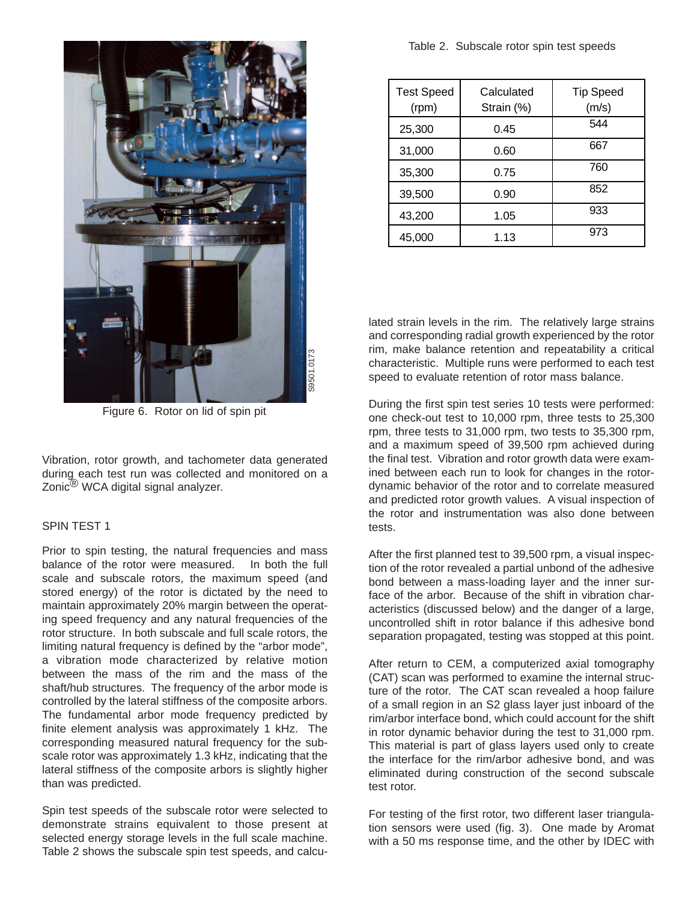Figure 6. Rotor on lid of spin pit

Vibration, rotor growth, and tachometer data generated during each test run was collected and monitored on a Zonic® WCA digital signal analyzer.

## SPIN TEST 1

Prior to spin testing, the natural frequencies and mass balance of the rotor were measured. In both the full scale and subscale rotors, the maximum speed (and stored energy) of the rotor is dictated by the need to maintain approximately 20% margin between the operating speed frequency and any natural frequencies of the rotor structure. In both subscale and full scale rotors, the limiting natural frequency is defined by the “arbor mode”, a vibration mode characterized by relative motion between the mass of the rim and the mass of the shaft/hub structures. The frequency of the arbor mode is controlled by the lateral stiffness of the composite arbors. The fundamental arbor mode frequency predicted by finite element analysis was approximately 1 kHz. The corresponding measured natural frequency for the subscale rotor was approximately 1.3 kHz, indicating that the lateral stiffness of the composite arbors is slightly higher than was predicted.

Spin test speeds of the subscale rotor were selected to demonstrate strains equivalent to those present at selected energy storage levels in the full scale machine. Table 2 shows the subscale spin test speeds, and calculated strain levels in the rim. The relatively large strains and corresponding radial growth experienced by the rotor rim, make balance retention and repeatability a critical characteristic. Multiple runs were performed to each test speed to evaluate retention of rotor mass balance.

Table 2. Subscale rotor spin test speeds

| Test Speed (rpm) | Calculated Strain (%) | Tip Speed (m/s) |
|---|---|---|
| 25,300 | 0.45 | 544 |
| 31,000 | 0.60 | 667 |
| 35,300 | 0.75 | 760 |
| 39,500 | 0.90 | 852 |
| 43,200 | 1.05 | 933 |
| 45,000 | 1.13 | 973 |

During the first spin test series 10 tests were performed: one check-out test to 10,000 rpm, three tests to 25,300 rpm, three tests to 31,000 rpm, two tests to 35,300 rpm, and a maximum speed of 39,500 rpm achieved during the final test. Vibration and rotor growth data were examined between each run to look for changes in the rotordynamic behavior of the rotor and to correlate measured and predicted rotor growth values. A visual inspection of the rotor and instrumentation was also done between tests.

After the first planned test to 39,500 rpm, a visual inspection of the rotor revealed a partial unbond of the adhesive bond between a mass-loading layer and the inner surface of the arbor. Because of the shift in vibration characteristics (discussed below) and the danger of a large, uncontrolled shift in rotor balance if this adhesive bond separation propagated, testing was stopped at this point.

After return to CEM, a computerized axial tomography (CAT) scan was performed to examine the internal structure of the rotor. The CAT scan revealed a hoop failure of a small region in an S2 glass layer just inboard of the rim/arbor interface bond, which could account for the shift in rotor dynamic behavior during the test to 31,000 rpm. This material is part of glass layers used only to create the interface for the rim/arbor adhesive bond, and was eliminated during construction of the second subscale test rotor.

For testing of the first rotor, two different laser triangulation sensors were used (fig. 3). One made by Aromat with a 50 ms response time, and the other by IDEC with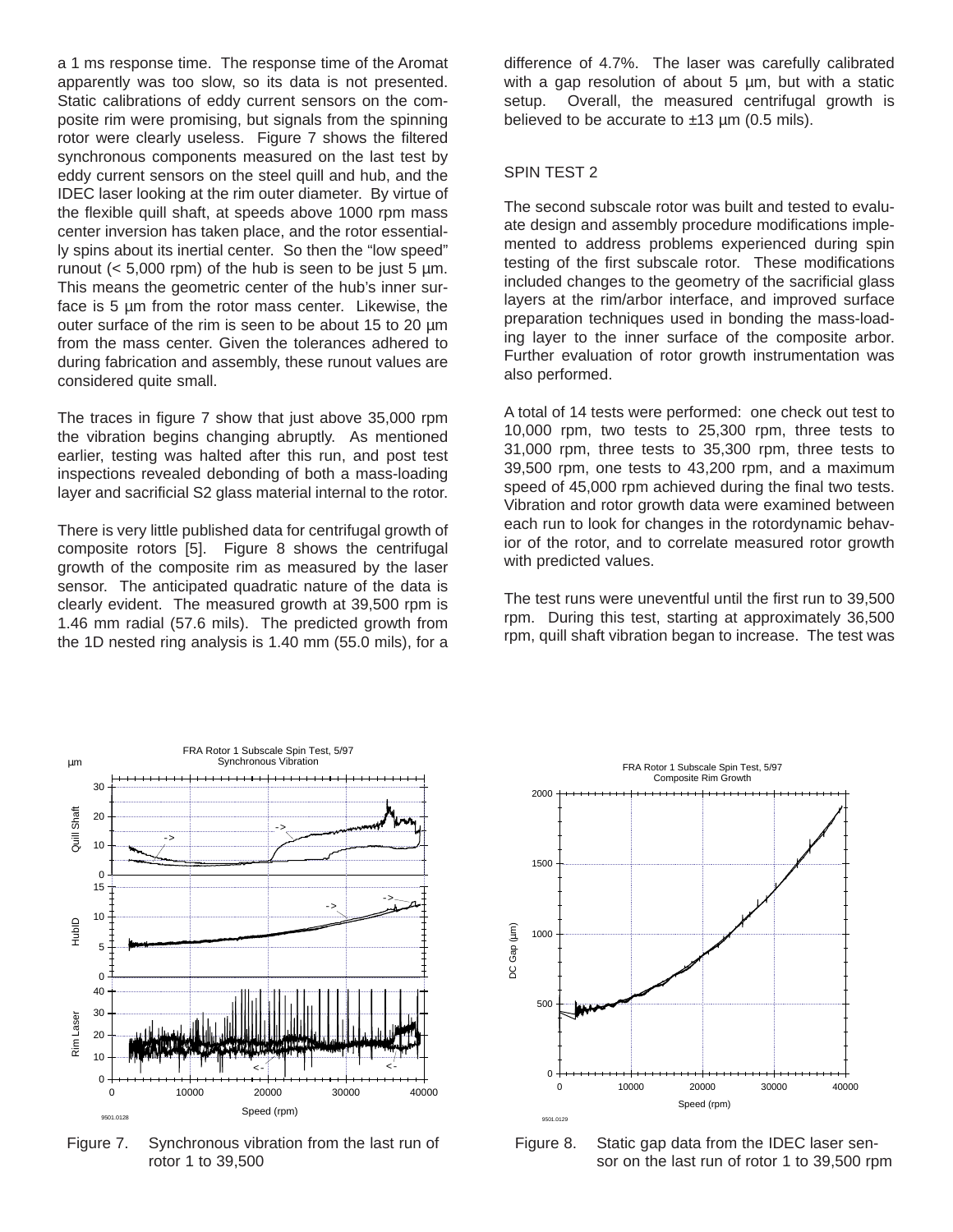a 1 ms response time. The response time of the Aromat apparently was too slow, so its data is not presented. Static calibrations of eddy current sensors on the composite rim were promising, but signals from the spinning rotor were clearly useless. Figure 7 shows the filtered synchronous components measured on the last test by eddy current sensors on the steel quill and hub, and the IDEC laser looking at the rim outer diameter. By virtue of the flexible quill shaft, at speeds above 1000 rpm mass center inversion has taken place, and the rotor essentially spins about its inertial center. So then the "low speed" runout (< 5,000 rpm) of the hub is seen to be just 5 µm. This means the geometric center of the hub's inner surface is 5 µm from the rotor mass center. Likewise, the outer surface of the rim is seen to be about 15 to 20 µm from the mass center. Given the tolerances adhered to during fabrication and assembly, these runout values are considered quite small.

The traces in figure 7 show that just above 35,000 rpm the vibration begins changing abruptly. As mentioned earlier, testing was halted after this run, and post test inspections revealed debonding of both a mass-loading layer and sacrificial S2 glass material internal to the rotor.

There is very little published data for centrifugal growth of composite rotors [5]. Figure 8 shows the centrifugal growth of the composite rim as measured by the laser sensor. The anticipated quadratic nature of the data is clearly evident. The measured growth at 39,500 rpm is 1.46 mm radial (57.6 mils). The predicted growth from the 1D nested ring analysis is 1.40 mm (55.0 mils), for a difference of 4.7%. The laser was carefully calibrated with a gap resolution of about 5 µm, but with a static setup. Overall, the measured centrifugal growth is believed to be accurate to ±13 µm (0.5 mils).

## SPIN TEST 2

The second subscale rotor was built and tested to evaluate design and assembly procedure modifications implemented to address problems experienced during spin testing of the first subscale rotor. These modifications included changes to the geometry of the sacrificial glass layers at the rim/arbor interface, and improved surface preparation techniques used in bonding the mass-loading layer to the inner surface of the composite arbor. Further evaluation of rotor growth instrumentation was also performed.

A total of 14 tests were performed: one check out test to 10,000 rpm, two tests to 25,300 rpm, three tests to 31,000 rpm, three tests to 35,300 rpm, three tests to 39,500 rpm, one tests to 43,200 rpm, and a maximum speed of 45,000 rpm achieved during the final two tests. Vibration and rotor growth data were examined between each run to look for changes in the rotordynamic behavior of the rotor, and to correlate measured rotor growth with predicted values.

The test runs were uneventful until the first run to 39,500 rpm. During this test, starting at approximately 36,500 rpm, quill shaft vibration began to increase. The test was

Figure 7. Synchronous vibration from the last run of rotor 1 to 39,500

Figure 8. Static gap data from the IDEC laser sensor on the last run of rotor 1 to 39,500 rpm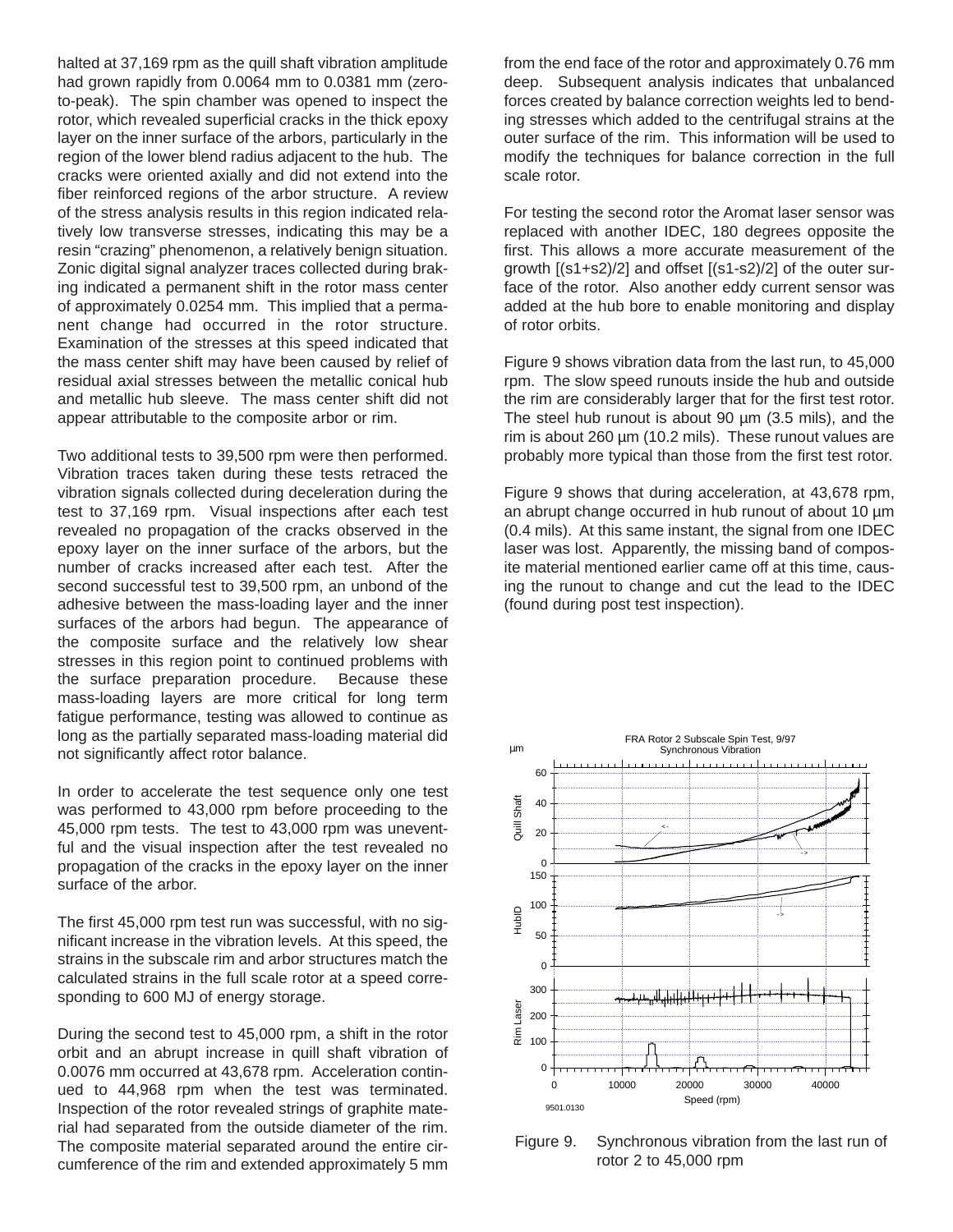halted at 37,169 rpm as the quill shaft vibration amplitude had grown rapidly from 0.0064 mm to 0.0381 mm (zero-to-peak). The spin chamber was opened to inspect the rotor, which revealed superficial cracks in the thick epoxy layer on the inner surface of the arbors, particularly in the region of the lower blend radius adjacent to the hub. The cracks were oriented axially and did not extend into the fiber reinforced regions of the arbor structure. A review of the stress analysis results in this region indicated relatively low transverse stresses, indicating this may be a resin "crazing" phenomenon, a relatively benign situation. Zonic digital signal analyzer traces collected during braking indicated a permanent shift in the rotor mass center of approximately 0.0254 mm. This implied that a permanent change had occurred in the rotor structure. Examination of the stresses at this speed indicated that the mass center shift may have been caused by relief of residual axial stresses between the metallic conical hub and metallic hub sleeve. The mass center shift did not appear attributable to the composite arbor or rim.

Two additional tests to 39,500 rpm were then performed. Vibration traces taken during these tests retraced the vibration signals collected during deceleration during the test to 37,169 rpm. Visual inspections after each test revealed no propagation of the cracks observed in the epoxy layer on the inner surface of the arbors, but the number of cracks increased after each test. After the second successful test to 39,500 rpm, an unbond of the adhesive between the mass-loading layer and the inner surfaces of the arbors had begun. The appearance of the composite surface and the relatively low shear stresses in this region point to continued problems with the surface preparation procedure. Because these mass-loading layers are more critical for long term fatigue performance, testing was allowed to continue as long as the partially separated mass-loading material did not significantly affect rotor balance.

In order to accelerate the test sequence only one test was performed to 43,000 rpm before proceeding to the 45,000 rpm tests. The test to 43,000 rpm was uneventful and the visual inspection after the test revealed no propagation of the cracks in the epoxy layer on the inner surface of the arbor.

The first 45,000 rpm test run was successful, with no significant increase in the vibration levels. At this speed, the strains in the subscale rim and arbor structures match the calculated strains in the full scale rotor at a speed corresponding to 600 MJ of energy storage.

During the second test to 45,000 rpm, a shift in the rotor orbit and an abrupt increase in quill shaft vibration of 0.0076 mm occurred at 43,678 rpm. Acceleration continued to 44,968 rpm when the test was terminated. Inspection of the rotor revealed strings of graphite material had separated from the outside diameter of the rim. The composite material separated around the entire circumference of the rim and extended approximately 5 mm from the end face of the rotor and approximately 0.76 mm deep. Subsequent analysis indicates that unbalanced forces created by balance correction weights led to bending stresses which added to the centrifugal strains at the outer surface of the rim. This information will be used to modify the techniques for balance correction in the full scale rotor.

For testing the second rotor the Aromat laser sensor was replaced with another IDEC, 180 degrees opposite the first. This allows a more accurate measurement of the growth [(s1+s2)/2] and offset [(s1-s2)/2] of the outer surface of the rotor. Also another eddy current sensor was added at the hub bore to enable monitoring and display of rotor orbits.

Figure 9 shows vibration data from the last run, to 45,000 rpm. The slow speed runouts inside the hub and outside the rim are considerably larger that for the first test rotor. The steel hub runout is about 90 µm (3.5 mils), and the rim is about 260 µm (10.2 mils). These runout values are probably more typical than those from the first test rotor.

Figure 9 shows that during acceleration, at 43,678 rpm, an abrupt change occurred in hub runout of about 10 µm (0.4 mils). At this same instant, the signal from one IDEC laser was lost. Apparently, the missing band of composite material mentioned earlier came off at this time, causing the runout to change and cut the lead to the IDEC (found during post test inspection).

Figure 9. Synchronous vibration from the last run of rotor 2 to 45,000 rpm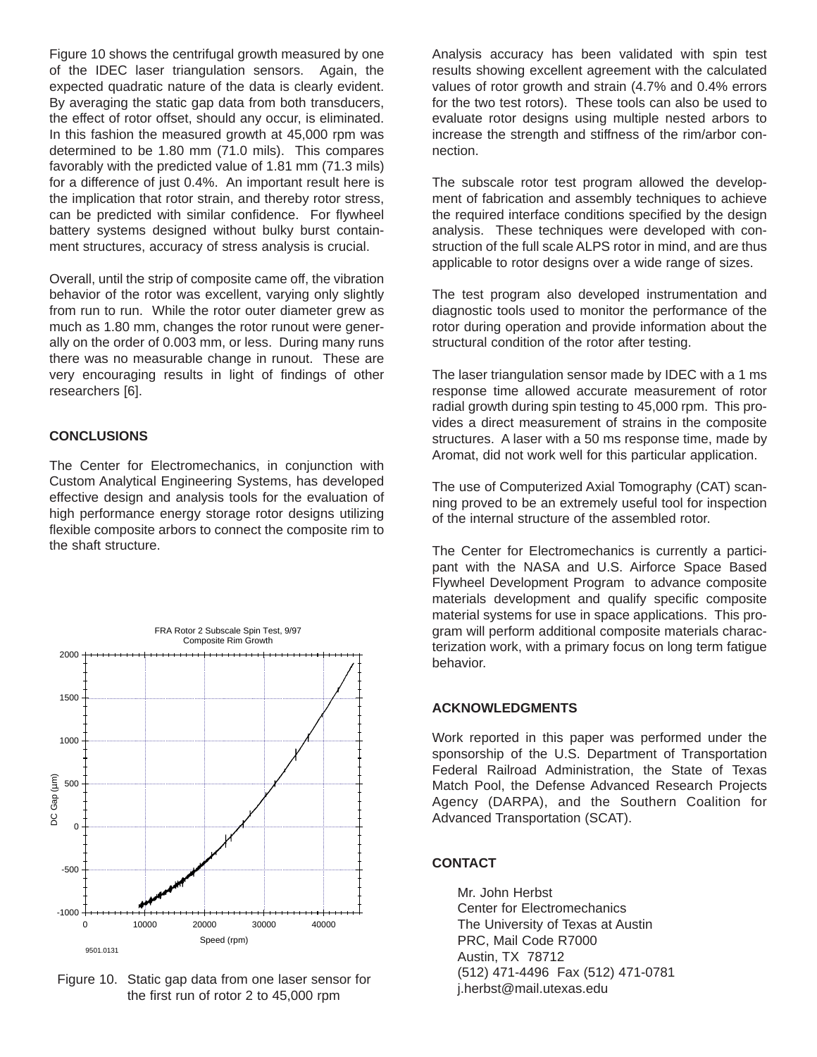Figure 10 shows the centrifugal growth measured by one of the IDEC laser triangulation sensors. Again, the expected quadratic nature of the data is clearly evident. By averaging the static gap data from both transducers, the effect of rotor offset, should any occur, is eliminated. In this fashion the measured growth at 45,000 rpm was determined to be 1.80 mm (71.0 mils). This compares favorably with the predicted value of 1.81 mm (71.3 mils) for a difference of just 0.4%. An important result here is the implication that rotor strain, and thereby rotor stress, can be predicted with similar confidence. For flywheel battery systems designed without bulky burst containment structures, accuracy of stress analysis is crucial.

Overall, until the strip of composite came off, the vibration behavior of the rotor was excellent, varying only slightly from run to run. While the rotor outer diameter grew as much as 1.80 mm, changes the rotor runout were generally on the order of 0.003 mm, or less. During many runs there was no measurable change in runout. These are very encouraging results in light of findings of other researchers [6].

## CONCLUSIONS

The Center for Electromechanics, in conjunction with Custom Analytical Engineering Systems, has developed effective design and analysis tools for the evaluation of high performance energy storage rotor designs utilizing flexible composite arbors to connect the composite rim to the shaft structure.

FRA Rotor 2 Subscale Spin Test, 9/97
Composite Rim Growth

9501.0131

Figure 10. Static gap data from one laser sensor for the first run of rotor 2 to 45,000 rpm

Analysis accuracy has been validated with spin test results showing excellent agreement with the calculated values of rotor growth and strain (4.7% and 0.4% errors for the two test rotors). These tools can also be used to evaluate rotor designs using multiple nested arbors to increase the strength and stiffness of the rim/arbor connection.

The subscale rotor test program allowed the development of fabrication and assembly techniques to achieve the required interface conditions specified by the design analysis. These techniques were developed with construction of the full scale ALPS rotor in mind, and are thus applicable to rotor designs over a wide range of sizes.

The test program also developed instrumentation and diagnostic tools used to monitor the performance of the rotor during operation and provide information about the structural condition of the rotor after testing.

The laser triangulation sensor made by IDEC with a 1 ms response time allowed accurate measurement of rotor radial growth during spin testing to 45,000 rpm. This provides a direct measurement of strains in the composite structures. A laser with a 50 ms response time, made by Aromat, did not work well for this particular application.

The use of Computerized Axial Tomography (CAT) scanning proved to be an extremely useful tool for inspection of the internal structure of the assembled rotor.

The Center for Electromechanics is currently a participant with the NASA and U.S. Airforce Space Based Flywheel Development Program to advance composite materials development and qualify specific composite material systems for use in space applications. This program will perform additional composite materials characterization work, with a primary focus on long term fatigue behavior.

## ACKNOWLEDGMENTS

Work reported in this paper was performed under the sponsorship of the U.S. Department of Transportation Federal Railroad Administration, the State of Texas Match Pool, the Defense Advanced Research Projects Agency (DARPA), and the Southern Coalition for Advanced Transportation (SCAT).

## CONTACT

Mr. John Herbst
Center for Electromechanics
The University of Texas at Austin
PRC, Mail Code R7000
Austin, TX 78712
(512) 471-4496 Fax (512) 471-0781
j.herbst@mail.utexas.edu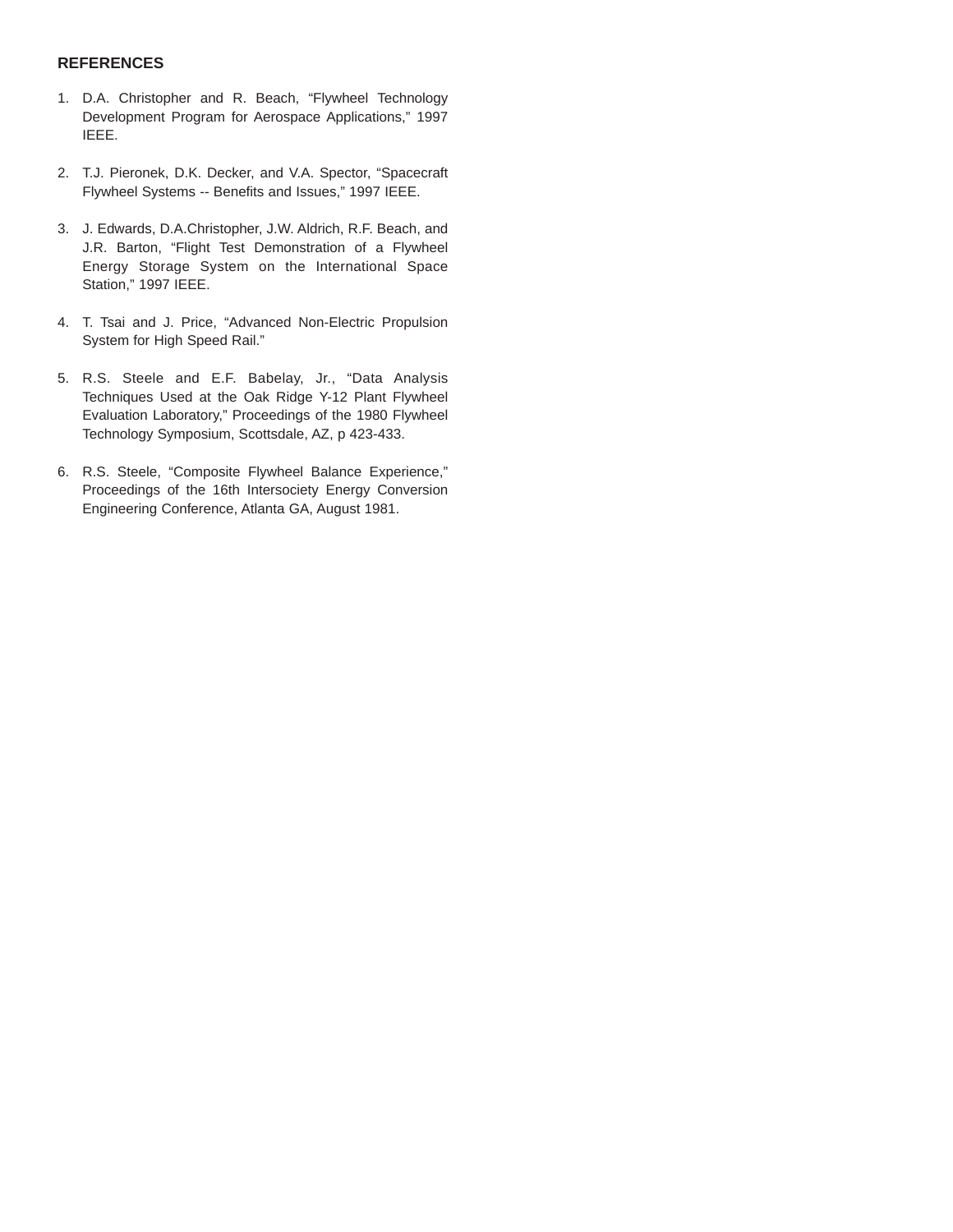## REFERENCES

1. D.A. Christopher and R. Beach, “Flywheel Technology Development Program for Aerospace Applications,” 1997 IEEE.

2. T.J. Pieronek, D.K. Decker, and V.A. Spector, “Spacecraft Flywheel Systems -- Benefits and Issues,” 1997 IEEE.

3. J. Edwards, D.A.Christopher, J.W. Aldrich, R.F. Beach, and J.R. Barton, “Flight Test Demonstration of a Flywheel Energy Storage System on the International Space Station,” 1997 IEEE.

4. T. Tsai and J. Price, “Advanced Non-Electric Propulsion System for High Speed Rail.”

5. R.S. Steele and E.F. Babelay, Jr., “Data Analysis Techniques Used at the Oak Ridge Y-12 Plant Flywheel Evaluation Laboratory,” Proceedings of the 1980 Flywheel Technology Symposium, Scottsdale, AZ, p 423-433.

6. R.S. Steele, “Composite Flywheel Balance Experience,” Proceedings of the 16th Intersociety Energy Conversion Engineering Conference, Atlanta GA, August 1981.